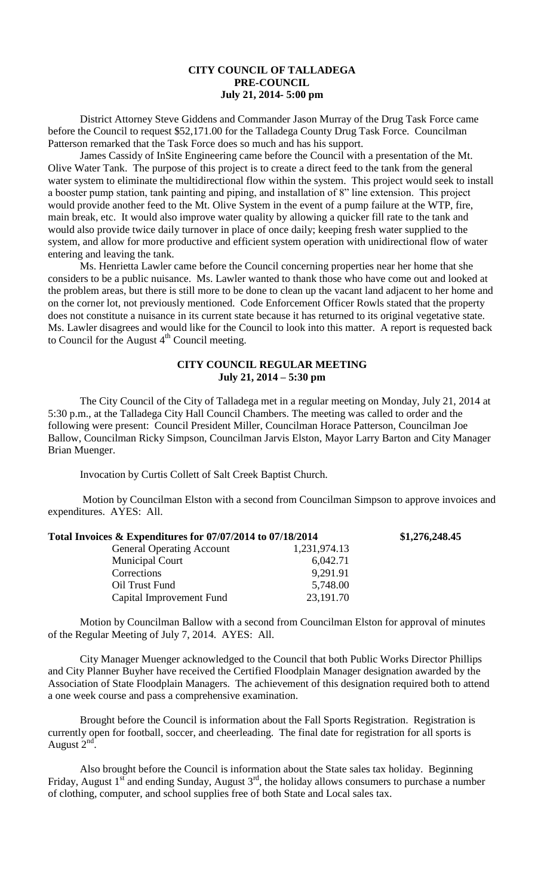# CITY COUNCIL OF TALLADEGA
## PRE-COUNCIL
### July 21, 2014- 5:00 pm

District Attorney Steve Giddens and Commander Jason Murray of the Drug Task Force came before the Council to request $52,171.00 for the Talladega County Drug Task Force. Councilman Patterson remarked that the Task Force does so much and has his support.

James Cassidy of InSite Engineering came before the Council with a presentation of the Mt. Olive Water Tank. The purpose of this project is to create a direct feed to the tank from the general water system to eliminate the multidirectional flow within the system. This project would seek to install a booster pump station, tank painting and piping, and installation of 8" line extension. This project would provide another feed to the Mt. Olive System in the event of a pump failure at the WTP, fire, main break, etc. It would also improve water quality by allowing a quicker fill rate to the tank and would also provide twice daily turnover in place of once daily; keeping fresh water supplied to the system, and allow for more productive and efficient system operation with unidirectional flow of water entering and leaving the tank.

Ms. Henrietta Lawler came before the Council concerning properties near her home that she considers to be a public nuisance. Ms. Lawler wanted to thank those who have come out and looked at the problem areas, but there is still more to be done to clean up the vacant land adjacent to her home and on the corner lot, not previously mentioned. Code Enforcement Officer Rowls stated that the property does not constitute a nuisance in its current state because it has returned to its original vegetative state. Ms. Lawler disagrees and would like for the Council to look into this matter. A report is requested back to Council for the August 4th Council meeting.

## CITY COUNCIL REGULAR MEETING
### July 21, 2014 – 5:30 pm

The City Council of the City of Talladega met in a regular meeting on Monday, July 21, 2014 at 5:30 p.m., at the Talladega City Hall Council Chambers. The meeting was called to order and the following were present: Council President Miller, Councilman Horace Patterson, Councilman Joe Ballow, Councilman Ricky Simpson, Councilman Jarvis Elston, Mayor Larry Barton and City Manager Brian Muenger.

Invocation by Curtis Collett of Salt Creek Baptist Church.

Motion by Councilman Elston with a second from Councilman Simpson to approve invoices and expenditures. AYES: All.

| Total Invoices & Expenditures for 07/07/2014 to 07/18/2014 | | $1,276,248.45 |
|---|---|---|
| General Operating Account | 1,231,974.13 | |
| Municipal Court | 6,042.71 | |
| Corrections | 9,291.91 | |
| Oil Trust Fund | 5,748.00 | |
| Capital Improvement Fund | 23,191.70 | |

Motion by Councilman Ballow with a second from Councilman Elston for approval of minutes of the Regular Meeting of July 7, 2014. AYES: All.

City Manager Muenger acknowledged to the Council that both Public Works Director Phillips and City Planner Buyher have received the Certified Floodplain Manager designation awarded by the Association of State Floodplain Managers. The achievement of this designation required both to attend a one week course and pass a comprehensive examination.

Brought before the Council is information about the Fall Sports Registration. Registration is currently open for football, soccer, and cheerleading. The final date for registration for all sports is August 2nd.

Also brought before the Council is information about the State sales tax holiday. Beginning Friday, August 1st and ending Sunday, August 3rd, the holiday allows consumers to purchase a number of clothing, computer, and school supplies free of both State and Local sales tax.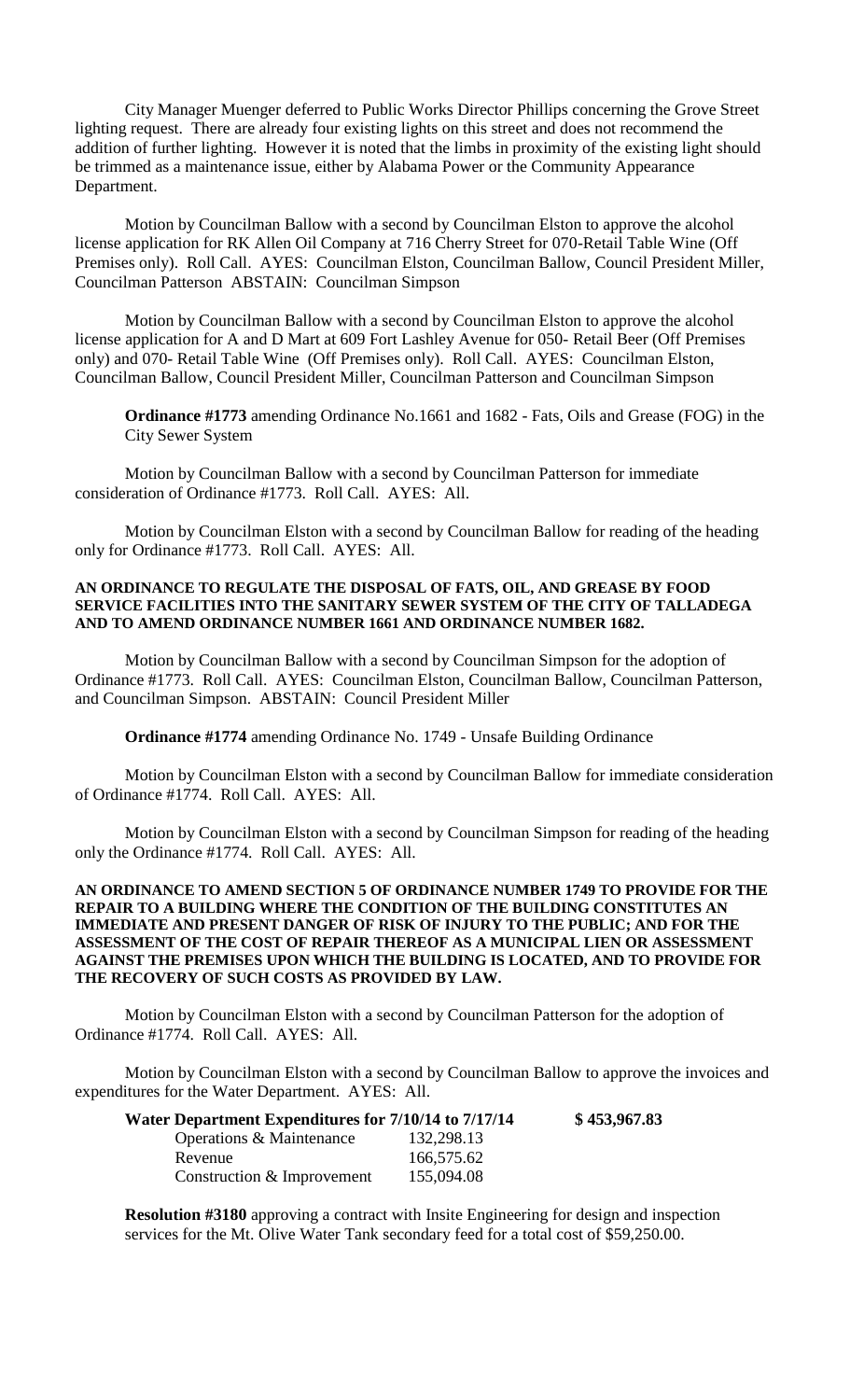City Manager Muenger deferred to Public Works Director Phillips concerning the Grove Street lighting request. There are already four existing lights on this street and does not recommend the addition of further lighting. However it is noted that the limbs in proximity of the existing light should be trimmed as a maintenance issue, either by Alabama Power or the Community Appearance Department.

Motion by Councilman Ballow with a second by Councilman Elston to approve the alcohol license application for RK Allen Oil Company at 716 Cherry Street for 070-Retail Table Wine (Off Premises only). Roll Call. AYES: Councilman Elston, Councilman Ballow, Council President Miller, Councilman Patterson ABSTAIN: Councilman Simpson

Motion by Councilman Ballow with a second by Councilman Elston to approve the alcohol license application for A and D Mart at 609 Fort Lashley Avenue for 050- Retail Beer (Off Premises only) and 070- Retail Table Wine (Off Premises only). Roll Call. AYES: Councilman Elston, Councilman Ballow, Council President Miller, Councilman Patterson and Councilman Simpson

**Ordinance #1773** amending Ordinance No.1661 and 1682 - Fats, Oils and Grease (FOG) in the City Sewer System

Motion by Councilman Ballow with a second by Councilman Patterson for immediate consideration of Ordinance #1773. Roll Call. AYES: All.

Motion by Councilman Elston with a second by Councilman Ballow for reading of the heading only for Ordinance #1773. Roll Call. AYES: All.

**AN ORDINANCE TO REGULATE THE DISPOSAL OF FATS, OIL, AND GREASE BY FOOD SERVICE FACILITIES INTO THE SANITARY SEWER SYSTEM OF THE CITY OF TALLADEGA AND TO AMEND ORDINANCE NUMBER 1661 AND ORDINANCE NUMBER 1682.**

Motion by Councilman Ballow with a second by Councilman Simpson for the adoption of Ordinance #1773. Roll Call. AYES: Councilman Elston, Councilman Ballow, Councilman Patterson, and Councilman Simpson. ABSTAIN: Council President Miller

**Ordinance #1774** amending Ordinance No. 1749 - Unsafe Building Ordinance

Motion by Councilman Elston with a second by Councilman Ballow for immediate consideration of Ordinance #1774. Roll Call. AYES: All.

Motion by Councilman Elston with a second by Councilman Simpson for reading of the heading only the Ordinance #1774. Roll Call. AYES: All.

**AN ORDINANCE TO AMEND SECTION 5 OF ORDINANCE NUMBER 1749 TO PROVIDE FOR THE REPAIR TO A BUILDING WHERE THE CONDITION OF THE BUILDING CONSTITUTES AN IMMEDIATE AND PRESENT DANGER OF RISK OF INJURY TO THE PUBLIC; AND FOR THE ASSESSMENT OF THE COST OF REPAIR THEREOF AS A MUNICIPAL LIEN OR ASSESSMENT AGAINST THE PREMISES UPON WHICH THE BUILDING IS LOCATED, AND TO PROVIDE FOR THE RECOVERY OF SUCH COSTS AS PROVIDED BY LAW.**

Motion by Councilman Elston with a second by Councilman Patterson for the adoption of Ordinance #1774. Roll Call. AYES: All.

Motion by Councilman Elston with a second by Councilman Ballow to approve the invoices and expenditures for the Water Department. AYES: All.

| **Water Department Expenditures for 7/10/14 to 7/17/14** | | **$ 453,967.83** |
|---|---|---|
| Operations & Maintenance | 132,298.13 | |
| Revenue | 166,575.62 | |
| Construction & Improvement | 155,094.08 | |

**Resolution #3180** approving a contract with Insite Engineering for design and inspection services for the Mt. Olive Water Tank secondary feed for a total cost of $59,250.00.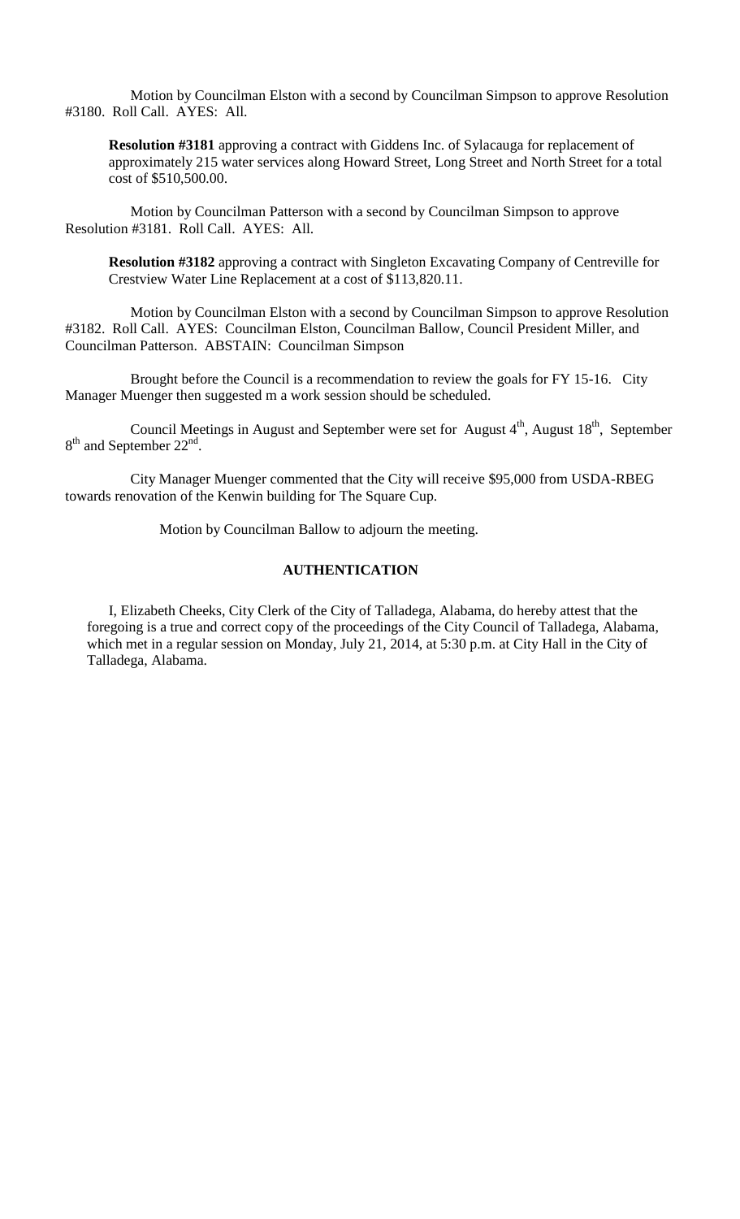Motion by Councilman Elston with a second by Councilman Simpson to approve Resolution #3180. Roll Call. AYES: All.

**Resolution #3181** approving a contract with Giddens Inc. of Sylacauga for replacement of approximately 215 water services along Howard Street, Long Street and North Street for a total cost of $510,500.00.

Motion by Councilman Patterson with a second by Councilman Simpson to approve Resolution #3181. Roll Call. AYES: All.

**Resolution #3182** approving a contract with Singleton Excavating Company of Centreville for Crestview Water Line Replacement at a cost of $113,820.11.

Motion by Councilman Elston with a second by Councilman Simpson to approve Resolution #3182. Roll Call. AYES: Councilman Elston, Councilman Ballow, Council President Miller, and Councilman Patterson. ABSTAIN: Councilman Simpson

Brought before the Council is a recommendation to review the goals for FY 15-16. City Manager Muenger then suggested m a work session should be scheduled.

Council Meetings in August and September were set for August 4th, August 18th, September 8th and September 22nd.

City Manager Muenger commented that the City will receive $95,000 from USDA-RBEG towards renovation of the Kenwin building for The Square Cup.

Motion by Councilman Ballow to adjourn the meeting.

## AUTHENTICATION

I, Elizabeth Cheeks, City Clerk of the City of Talladega, Alabama, do hereby attest that the foregoing is a true and correct copy of the proceedings of the City Council of Talladega, Alabama, which met in a regular session on Monday, July 21, 2014, at 5:30 p.m. at City Hall in the City of Talladega, Alabama.